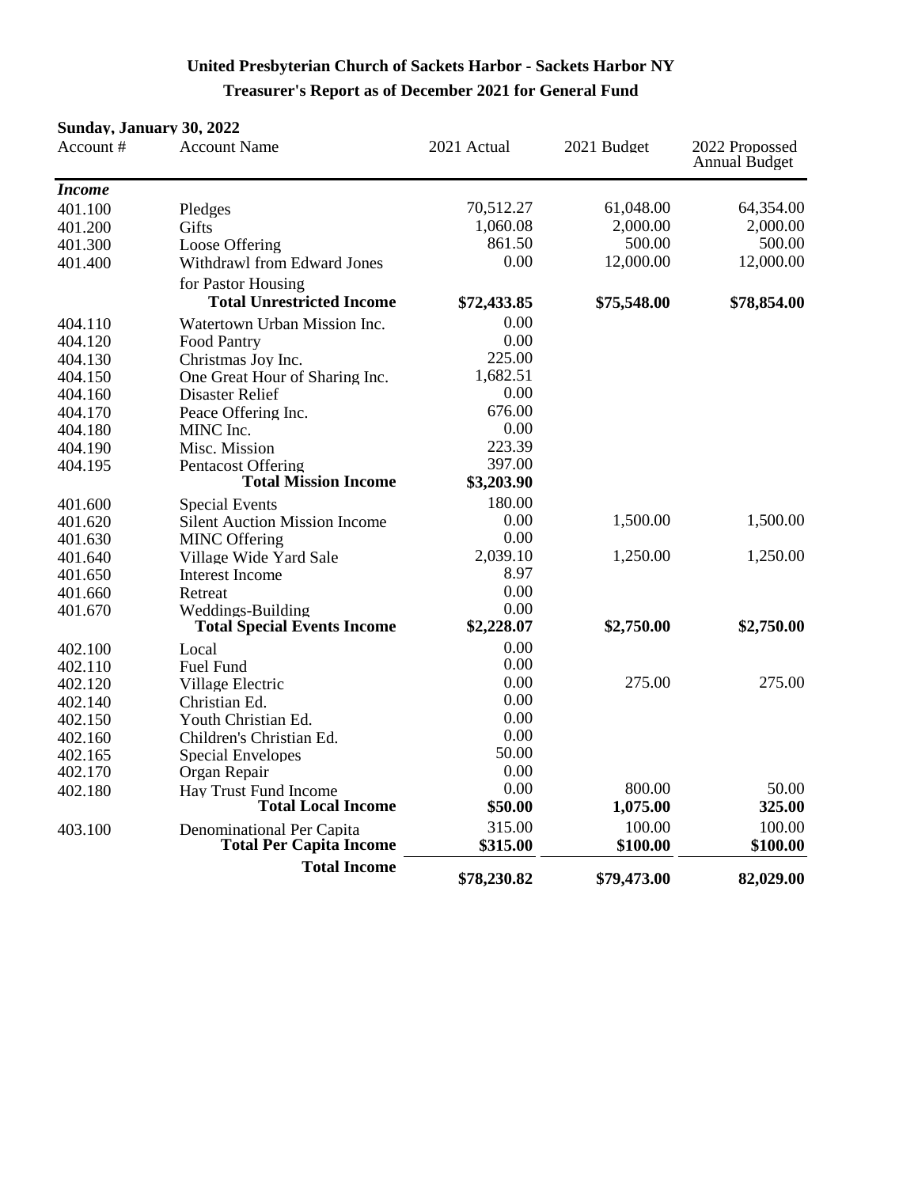# United Presbyterian Church of Sackets Harbor - Sackets Harbor NY

## Treasurer's Report as of December 2021 for General Fund

**Sunday, January 30, 2022**

| Account # | Account Name | 2021 Actual | 2021 Budget | 2022 Propossed Annual Budget |
|---|---|---|---|---|
| ***Income*** | | | | |
| 401.100 | Pledges | 70,512.27 | 61,048.00 | 64,354.00 |
| 401.200 | Gifts | 1,060.08 | 2,000.00 | 2,000.00 |
| 401.300 | Loose Offering | 861.50 | 500.00 | 500.00 |
| 401.400 | Withdrawl from Edward Jones for Pastor Housing | 0.00 | 12,000.00 | 12,000.00 |
| | **Total Unrestricted Income** | **$72,433.85** | **$75,548.00** | **$78,854.00** |
| 404.110 | Watertown Urban Mission Inc. | 0.00 | | |
| 404.120 | Food Pantry | 0.00 | | |
| 404.130 | Christmas Joy Inc. | 225.00 | | |
| 404.150 | One Great Hour of Sharing Inc. | 1,682.51 | | |
| 404.160 | Disaster Relief | 0.00 | | |
| 404.170 | Peace Offering Inc. | 676.00 | | |
| 404.180 | MINC Inc. | 0.00 | | |
| 404.190 | Misc. Mission | 223.39 | | |
| 404.195 | Pentacost Offering | 397.00 | | |
| | **Total Mission Income** | **$3,203.90** | | |
| 401.600 | Special Events | 180.00 | | |
| 401.620 | Silent Auction Mission Income | 0.00 | 1,500.00 | 1,500.00 |
| 401.630 | MINC Offering | 0.00 | | |
| 401.640 | Village Wide Yard Sale | 2,039.10 | 1,250.00 | 1,250.00 |
| 401.650 | Interest Income | 8.97 | | |
| 401.660 | Retreat | 0.00 | | |
| 401.670 | Weddings-Building | 0.00 | | |
| | **Total Special Events Income** | **$2,228.07** | **$2,750.00** | **$2,750.00** |
| 402.100 | Local | 0.00 | | |
| 402.110 | Fuel Fund | 0.00 | | |
| 402.120 | Village Electric | 0.00 | 275.00 | 275.00 |
| 402.140 | Christian Ed. | 0.00 | | |
| 402.150 | Youth Christian Ed. | 0.00 | | |
| 402.160 | Children's Christian Ed. | 0.00 | | |
| 402.165 | Special Envelopes | 50.00 | | |
| 402.170 | Organ Repair | 0.00 | | |
| 402.180 | Hay Trust Fund Income | 0.00 | 800.00 | 50.00 |
| | **Total Local Income** | **$50.00** | **1,075.00** | **325.00** |
| 403.100 | Denominational Per Capita | 315.00 | 100.00 | 100.00 |
| | **Total Per Capita Income** | **$315.00** | **$100.00** | **$100.00** |
| | **Total Income** | **$78,230.82** | **$79,473.00** | **82,029.00** |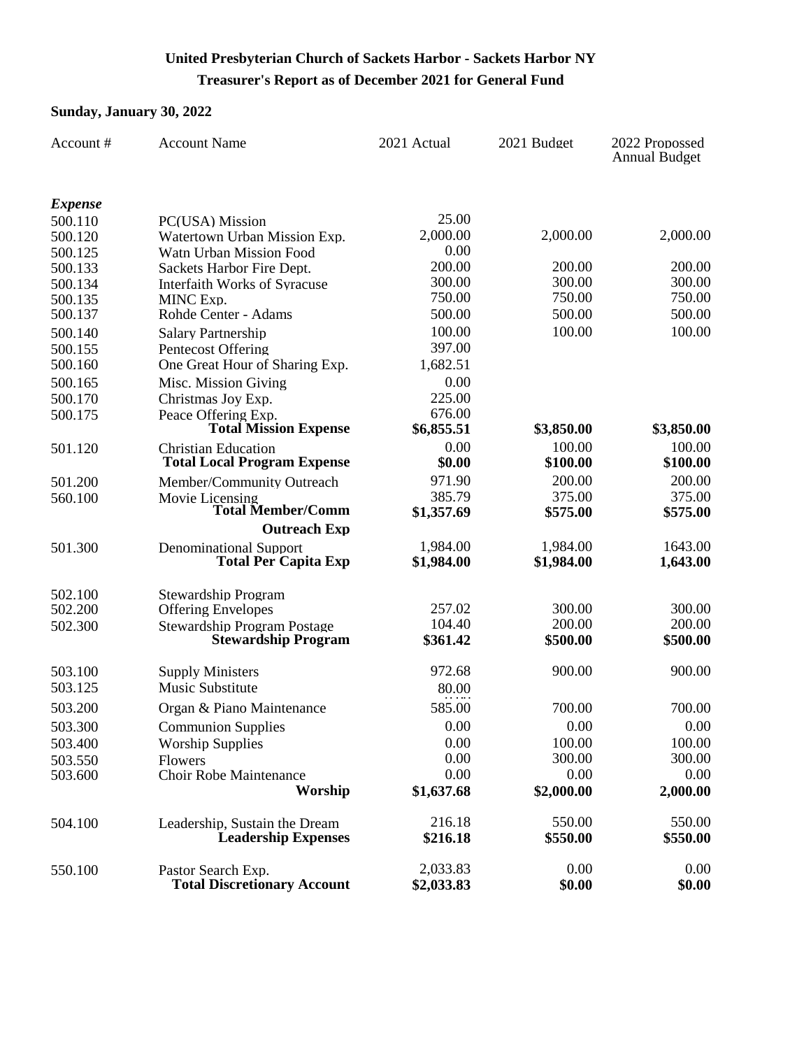**United Presbyterian Church of Sackets Harbor - Sackets Harbor NY**

**Treasurer's Report as of December 2021 for General Fund**

**Sunday, January 30, 2022**

| Account # | Account Name | 2021 Actual | 2021 Budget | 2022 Propossed Annual Budget |
|---|---|---|---|---|
| ***Expense*** | | | | |
| 500.110 | PC(USA) Mission | 25.00 | | |
| 500.120 | Watertown Urban Mission Exp. | 2,000.00 | 2,000.00 | 2,000.00 |
| 500.125 | Watn Urban Mission Food | 0.00 | | |
| 500.133 | Sackets Harbor Fire Dept. | 200.00 | 200.00 | 200.00 |
| 500.134 | Interfaith Works of Syracuse | 300.00 | 300.00 | 300.00 |
| 500.135 | MINC Exp. | 750.00 | 750.00 | 750.00 |
| 500.137 | Rohde Center - Adams | 500.00 | 500.00 | 500.00 |
| 500.140 | Salary Partnership | 100.00 | 100.00 | 100.00 |
| 500.155 | Pentecost Offering | 397.00 | | |
| 500.160 | One Great Hour of Sharing Exp. | 1,682.51 | | |
| 500.165 | Misc. Mission Giving | 0.00 | | |
| 500.170 | Christmas Joy Exp. | 225.00 | | |
| 500.175 | Peace Offering Exp. | 676.00 | | |
| | **Total Mission Expense** | **$6,855.51** | **$3,850.00** | **$3,850.00** |
| 501.120 | Christian Education | 0.00 | 100.00 | 100.00 |
| | **Total Local Program Expense** | **$0.00** | **$100.00** | **$100.00** |
| 501.200 | Member/Community Outreach | 971.90 | 200.00 | 200.00 |
| 560.100 | Movie Licensing | 385.79 | 375.00 | 375.00 |
| | **Total Member/Comm Outreach Exp** | **$1,357.69** | **$575.00** | **$575.00** |
| 501.300 | Denominational Support | 1,984.00 | 1,984.00 | 1643.00 |
| | **Total Per Capita Exp** | **$1,984.00** | **$1,984.00** | **1,643.00** |
| 502.100 | Stewardship Program | | | |
| 502.200 | Offering Envelopes | 257.02 | 300.00 | 300.00 |
| 502.300 | Stewardship Program Postage | 104.40 | 200.00 | 200.00 |
| | **Stewardship Program** | **$361.42** | **$500.00** | **$500.00** |
| 503.100 | Supply Ministers | 972.68 | 900.00 | 900.00 |
| 503.125 | Music Substitute | 80.00 | | |
| 503.200 | Organ & Piano Maintenance | 585.00 | 700.00 | 700.00 |
| 503.300 | Communion Supplies | 0.00 | 0.00 | 0.00 |
| 503.400 | Worship Supplies | 0.00 | 100.00 | 100.00 |
| 503.550 | Flowers | 0.00 | 300.00 | 300.00 |
| 503.600 | Choir Robe Maintenance | 0.00 | 0.00 | 0.00 |
| | **Worship** | **$1,637.68** | **$2,000.00** | **2,000.00** |
| 504.100 | Leadership, Sustain the Dream | 216.18 | 550.00 | 550.00 |
| | **Leadership Expenses** | **$216.18** | **$550.00** | **$550.00** |
| 550.100 | Pastor Search Exp. | 2,033.83 | 0.00 | 0.00 |
| | **Total Discretionary Account** | **$2,033.83** | **$0.00** | **$0.00** |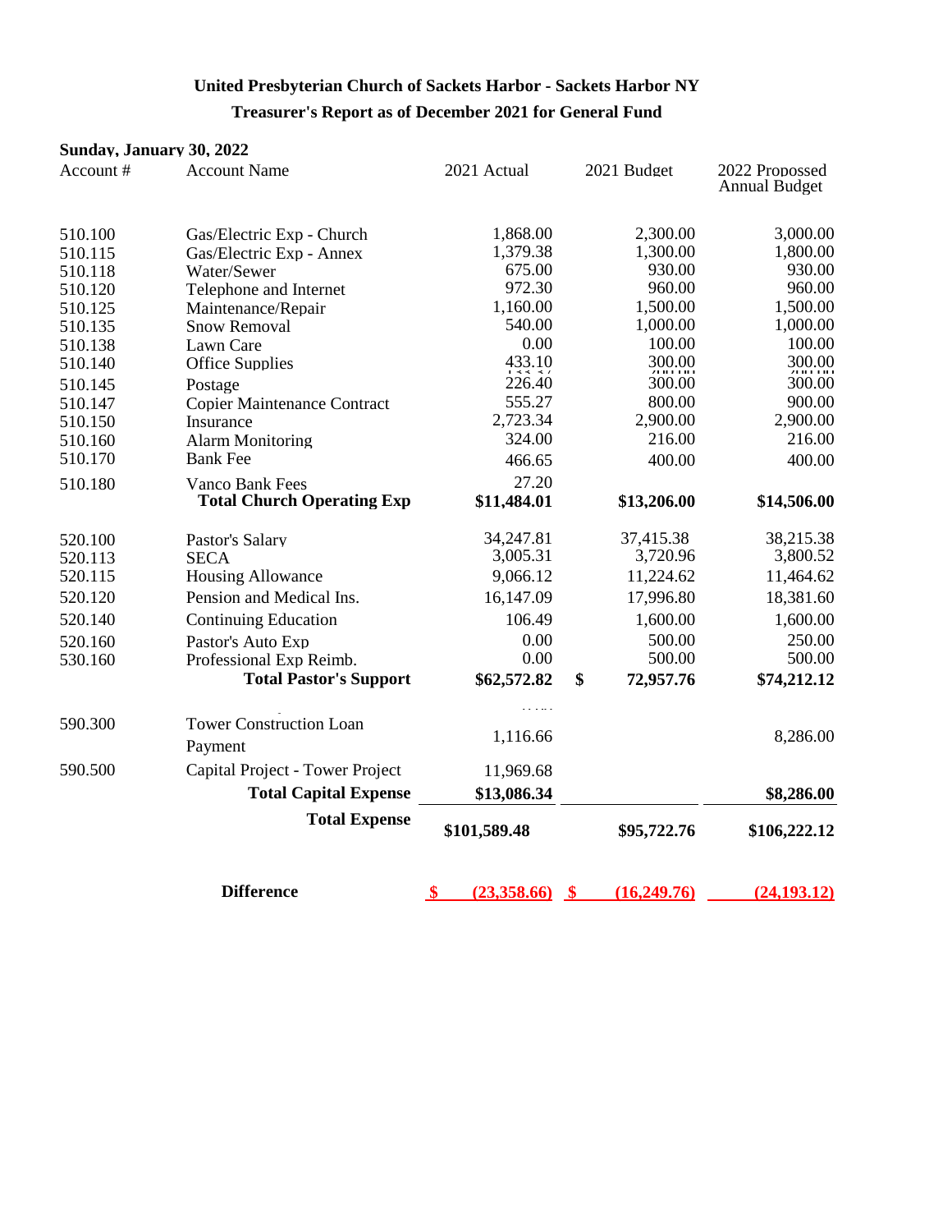**United Presbyterian Church of Sackets Harbor - Sackets Harbor NY**

**Treasurer's Report as of December 2021 for General Fund**

**Sunday, January 30, 2022**

| Account # | Account Name | 2021 Actual | 2021 Budget | 2022 Propossed Annual Budget |
|---|---|---|---|---|
| 510.100 | Gas/Electric Exp - Church | 1,868.00 | 2,300.00 | 3,000.00 |
| 510.115 | Gas/Electric Exp - Annex | 1,379.38 | 1,300.00 | 1,800.00 |
| 510.118 | Water/Sewer | 675.00 | 930.00 | 930.00 |
| 510.120 | Telephone and Internet | 972.30 | 960.00 | 960.00 |
| 510.125 | Maintenance/Repair | 1,160.00 | 1,500.00 | 1,500.00 |
| 510.135 | Snow Removal | 540.00 | 1,000.00 | 1,000.00 |
| 510.138 | Lawn Care | 0.00 | 100.00 | 100.00 |
| 510.140 | Office Supplies | 433.10 | 300.00 | 300.00 |
| 510.145 | Postage | 226.40 | 300.00 | 300.00 |
| 510.147 | Copier Maintenance Contract | 555.27 | 800.00 | 900.00 |
| 510.150 | Insurance | 2,723.34 | 2,900.00 | 2,900.00 |
| 510.160 | Alarm Monitoring | 324.00 | 216.00 | 216.00 |
| 510.170 | Bank Fee | 466.65 | 400.00 | 400.00 |
| 510.180 | Vanco Bank Fees | 27.20 | | |
| | **Total Church Operating Exp** | **$11,484.01** | **$13,206.00** | **$14,506.00** |
| 520.100 | Pastor's Salary | 34,247.81 | 37,415.38 | 38,215.38 |
| 520.113 | SECA | 3,005.31 | 3,720.96 | 3,800.52 |
| 520.115 | Housing Allowance | 9,066.12 | 11,224.62 | 11,464.62 |
| 520.120 | Pension and Medical Ins. | 16,147.09 | 17,996.80 | 18,381.60 |
| 520.140 | Continuing Education | 106.49 | 1,600.00 | 1,600.00 |
| 520.160 | Pastor's Auto Exp | 0.00 | 500.00 | 250.00 |
| 530.160 | Professional Exp Reimb. | 0.00 | 500.00 | 500.00 |
| | **Total Pastor's Support** | **$62,572.82** | **$ 72,957.76** | **$74,212.12** |
| 590.300 | Tower Construction Loan Payment | 1,116.66 | | 8,286.00 |
| 590.500 | Capital Project - Tower Project | 11,969.68 | | |
| | **Total Capital Expense** | **$13,086.34** | | **$8,286.00** |
| | **Total Expense** | **$101,589.48** | **$95,722.76** | **$106,222.12** |
| | **Difference** | **$ (23,358.66)** | **$ (16,249.76)** | **(24,193.12)** |